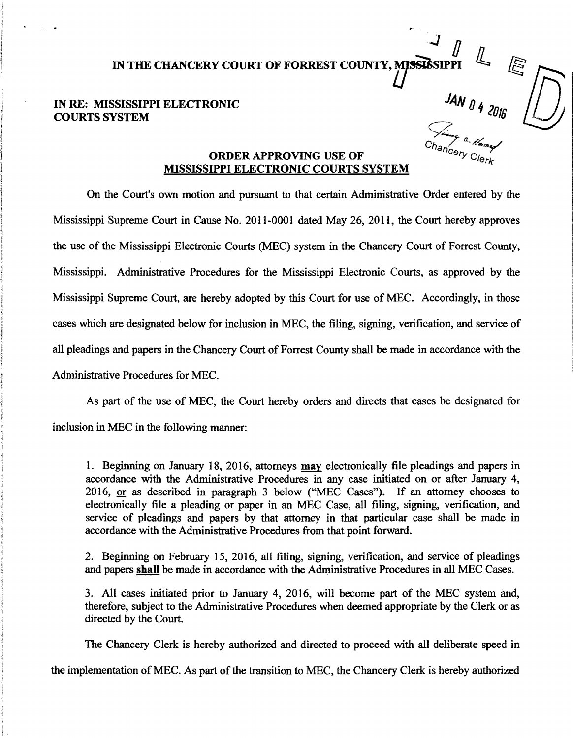IN THE CHANCERY COURT OF FORREST COUNTY, MISSISSIPPI

FILED

JAN 04 2016

Chancery Clerk

**IN RE: MISSISSIPPI ELECTRONIC COURTS SYSTEM**

## ORDER APPROVING USE OF MISSISSIPPI ELECTRONIC COURTS SYSTEM

On the Court's own motion and pursuant to that certain Administrative Order entered by the Mississippi Supreme Court in Cause No. 2011-0001 dated May 26, 2011, the Court hereby approves the use of the Mississippi Electronic Courts (MEC) system in the Chancery Court of Forrest County, Mississippi. Administrative Procedures for the Mississippi Electronic Courts, as approved by the Mississippi Supreme Court, are hereby adopted by this Court for use of MEC. Accordingly, in those cases which are designated below for inclusion in MEC, the filing, signing, verification, and service of all pleadings and papers in the Chancery Court of Forrest County shall be made in accordance with the Administrative Procedures for MEC.

As part of the use of MEC, the Court hereby orders and directs that cases be designated for inclusion in MEC in the following manner:

1. Beginning on January 18, 2016, attorneys **may** electronically file pleadings and papers in accordance with the Administrative Procedures in any case initiated on or after January 4, 2016, or as described in paragraph 3 below ("MEC Cases"). If an attorney chooses to electronically file a pleading or paper in an MEC Case, all filing, signing, verification, and service of pleadings and papers by that attorney in that particular case shall be made in accordance with the Administrative Procedures from that point forward.

2. Beginning on February 15, 2016, all filing, signing, verification, and service of pleadings and papers **shall** be made in accordance with the Administrative Procedures in all MEC Cases.

3. All cases initiated prior to January 4, 2016, will become part of the MEC system and, therefore, subject to the Administrative Procedures when deemed appropriate by the Clerk or as directed by the Court.

The Chancery Clerk is hereby authorized and directed to proceed with all deliberate speed in the implementation of MEC. As part of the transition to MEC, the Chancery Clerk is hereby authorized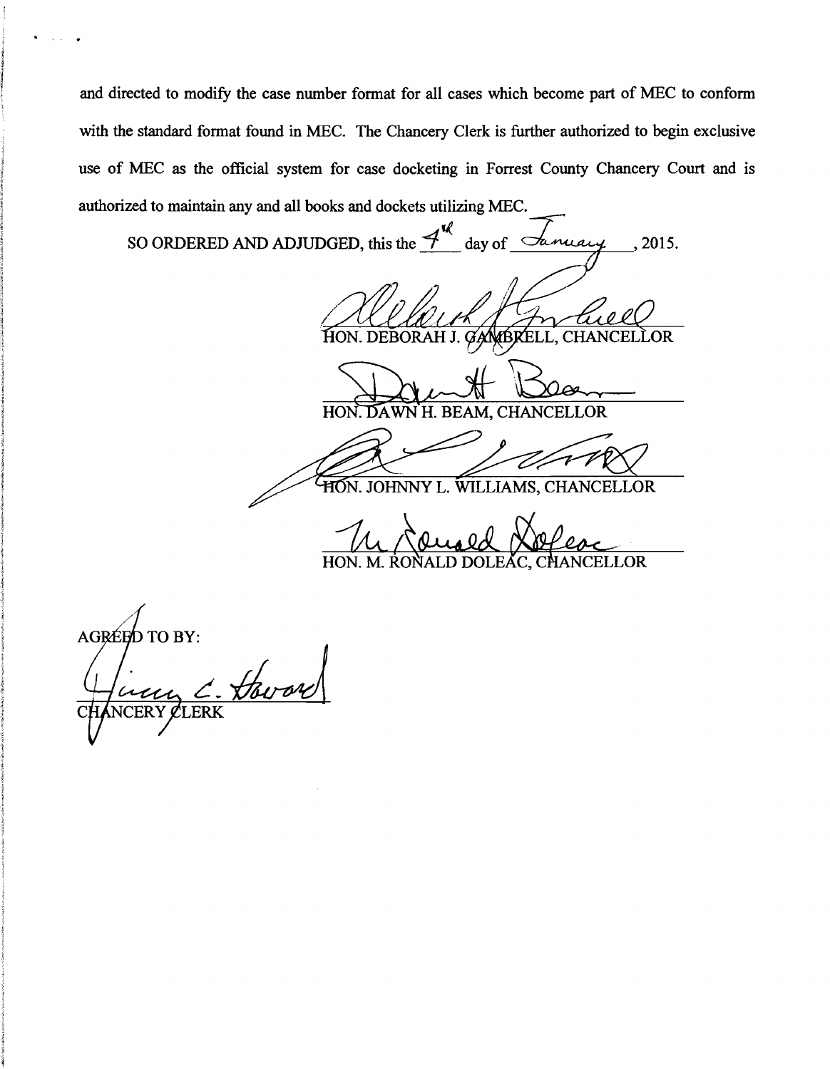and directed to modify the case number format for all cases which become part of MEC to conform with the standard format found in MEC. The Chancery Clerk is further authorized to begin exclusive use of MEC as the official system for case docketing in Forrest County Chancery Court and is authorized to maintain any and all books and dockets utilizing MEC.

SO ORDERED AND ADJUDGED, this the 4th day of January, 2015.

HON. DEBORAH J. GAMBRELL, CHANCELLOR

HON. DAWN H. BEAM, CHANCELLOR

HON. JOHNNY L. WILLIAMS, CHANCELLOR

HON. M. RONALD DOLEAC, CHANCELLOR

AGREED TO BY:

CHANCERY CLERK